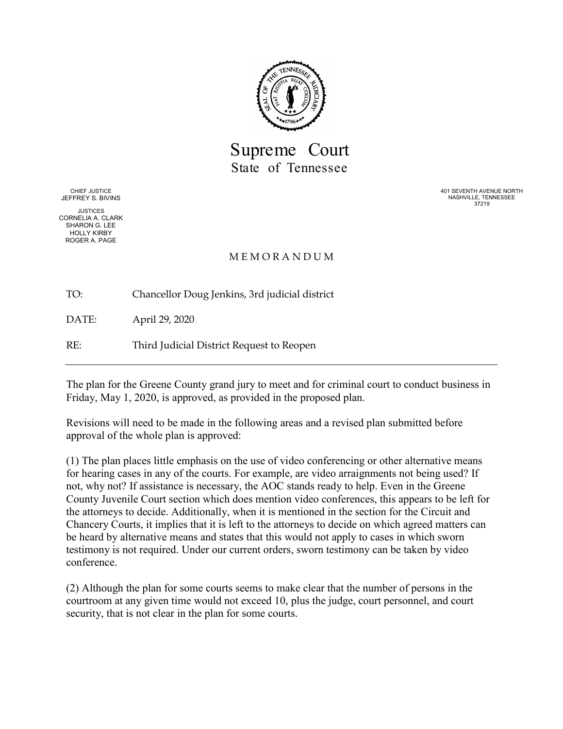# Supreme Court
## State of Tennessee

CHIEF JUSTICE
JEFFREY S. BIVINS

JUSTICES
CORNELIA A. CLARK
SHARON G. LEE
HOLLY KIRBY
ROGER A. PAGE

401 SEVENTH AVENUE NORTH
NASHVILLE, TENNESSEE
37219

M E M O R A N D U M

TO: Chancellor Doug Jenkins, 3rd judicial district

DATE: April 29, 2020

RE: Third Judicial District Request to Reopen

---

The plan for the Greene County grand jury to meet and for criminal court to conduct business in Friday, May 1, 2020, is approved, as provided in the proposed plan.

Revisions will need to be made in the following areas and a revised plan submitted before approval of the whole plan is approved:

(1) The plan places little emphasis on the use of video conferencing or other alternative means for hearing cases in any of the courts. For example, are video arraignments not being used? If not, why not? If assistance is necessary, the AOC stands ready to help. Even in the Greene County Juvenile Court section which does mention video conferences, this appears to be left for the attorneys to decide. Additionally, when it is mentioned in the section for the Circuit and Chancery Courts, it implies that it is left to the attorneys to decide on which agreed matters can be heard by alternative means and states that this would not apply to cases in which sworn testimony is not required. Under our current orders, sworn testimony can be taken by video conference.

(2) Although the plan for some courts seems to make clear that the number of persons in the courtroom at any given time would not exceed 10, plus the judge, court personnel, and court security, that is not clear in the plan for some courts.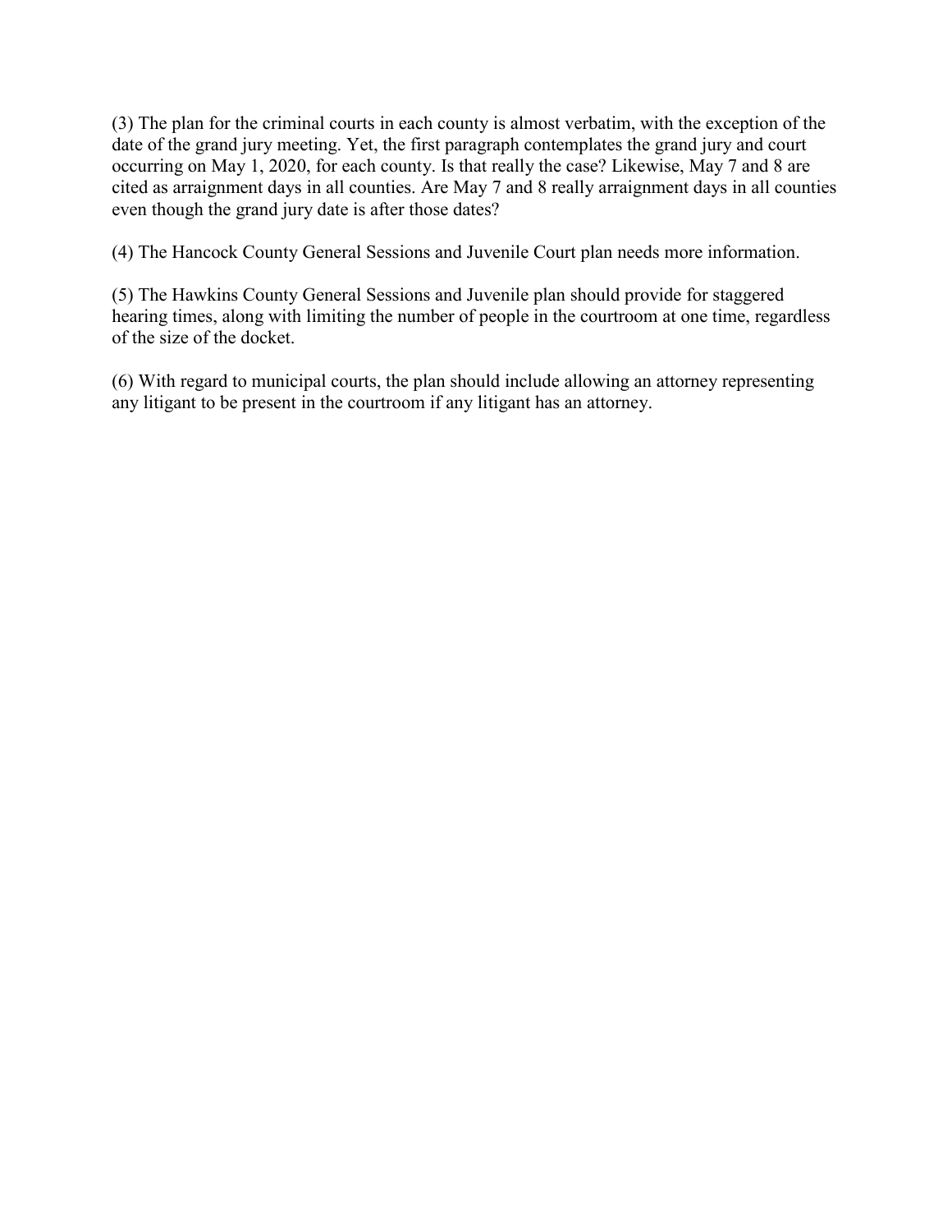(3) The plan for the criminal courts in each county is almost verbatim, with the exception of the date of the grand jury meeting. Yet, the first paragraph contemplates the grand jury and court occurring on May 1, 2020, for each county. Is that really the case? Likewise, May 7 and 8 are cited as arraignment days in all counties. Are May 7 and 8 really arraignment days in all counties even though the grand jury date is after those dates?

(4) The Hancock County General Sessions and Juvenile Court plan needs more information.

(5) The Hawkins County General Sessions and Juvenile plan should provide for staggered hearing times, along with limiting the number of people in the courtroom at one time, regardless of the size of the docket.

(6) With regard to municipal courts, the plan should include allowing an attorney representing any litigant to be present in the courtroom if any litigant has an attorney.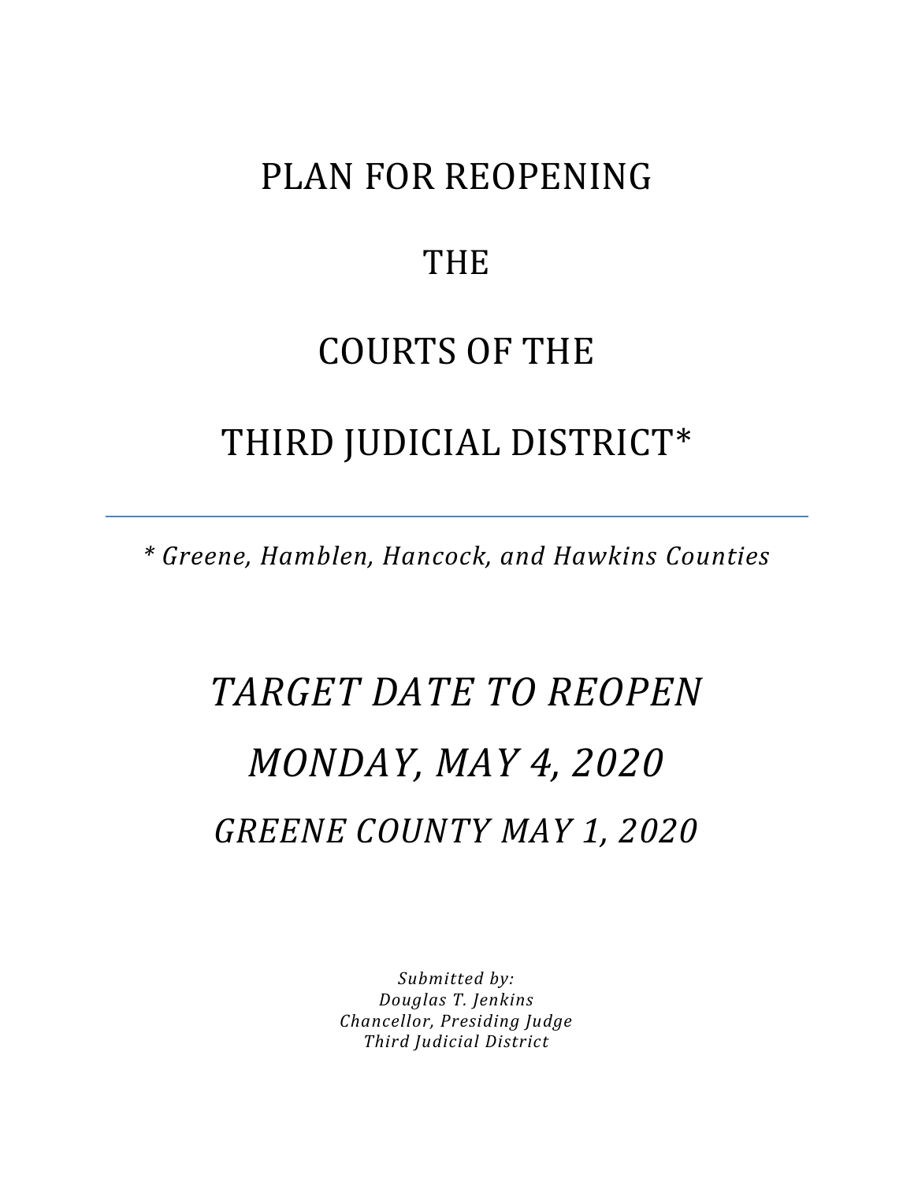# PLAN FOR REOPENING

# THE

# COURTS OF THE

# THIRD JUDICIAL DISTRICT*

---

*\* Greene, Hamblen, Hancock, and Hawkins Counties*

## *TARGET DATE TO REOPEN*

## *MONDAY, MAY 4, 2020*

### *GREENE COUNTY MAY 1, 2020*

*Submitted by:*
*Douglas T. Jenkins*
*Chancellor, Presiding Judge*
*Third Judicial District*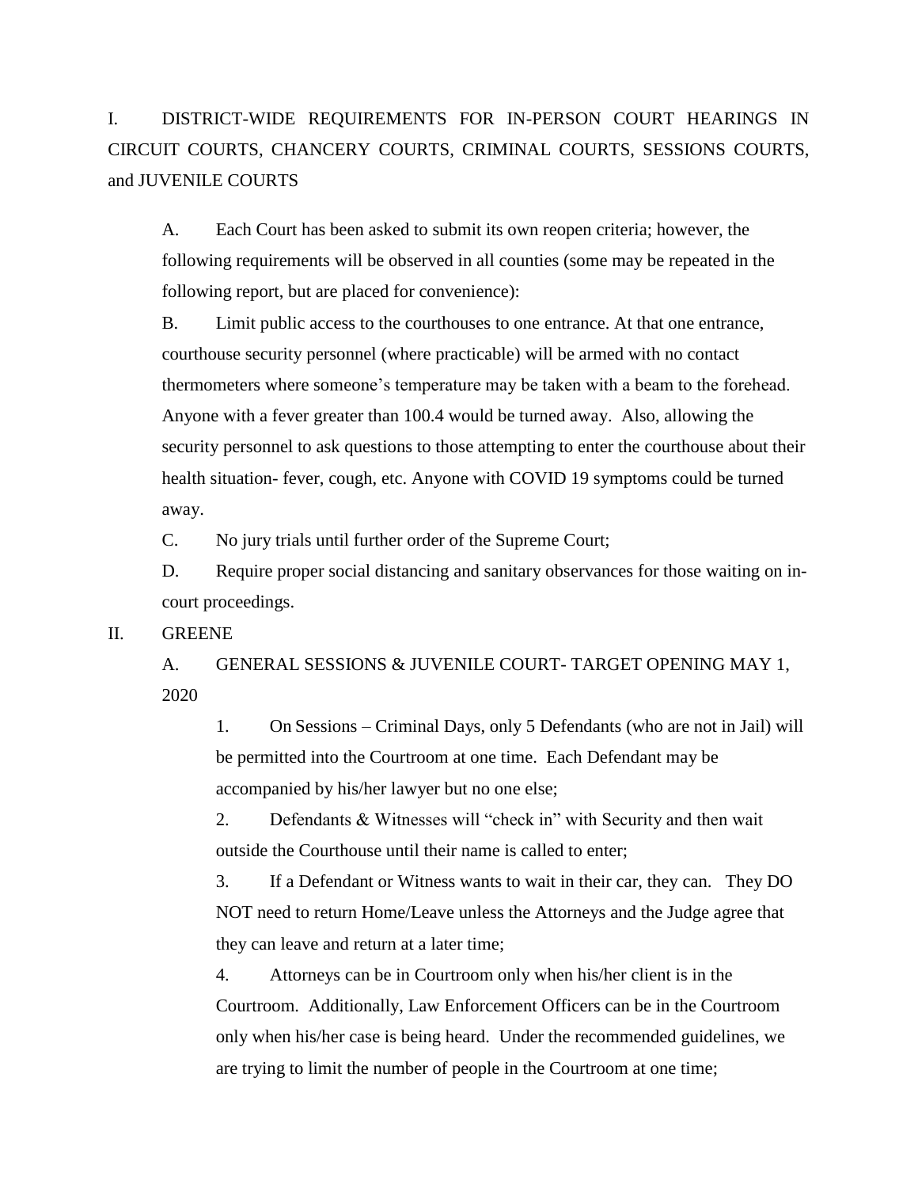I. DISTRICT-WIDE REQUIREMENTS FOR IN-PERSON COURT HEARINGS IN CIRCUIT COURTS, CHANCERY COURTS, CRIMINAL COURTS, SESSIONS COURTS, and JUVENILE COURTS

A. Each Court has been asked to submit its own reopen criteria; however, the following requirements will be observed in all counties (some may be repeated in the following report, but are placed for convenience):

B. Limit public access to the courthouses to one entrance. At that one entrance, courthouse security personnel (where practicable) will be armed with no contact thermometers where someone's temperature may be taken with a beam to the forehead. Anyone with a fever greater than 100.4 would be turned away. Also, allowing the security personnel to ask questions to those attempting to enter the courthouse about their health situation- fever, cough, etc. Anyone with COVID 19 symptoms could be turned away.

C. No jury trials until further order of the Supreme Court;

D. Require proper social distancing and sanitary observances for those waiting on in-court proceedings.

II. GREENE

A. GENERAL SESSIONS & JUVENILE COURT- TARGET OPENING MAY 1, 2020

1. On Sessions – Criminal Days, only 5 Defendants (who are not in Jail) will be permitted into the Courtroom at one time. Each Defendant may be accompanied by his/her lawyer but no one else;

2. Defendants & Witnesses will "check in" with Security and then wait outside the Courthouse until their name is called to enter;

3. If a Defendant or Witness wants to wait in their car, they can. They DO NOT need to return Home/Leave unless the Attorneys and the Judge agree that they can leave and return at a later time;

4. Attorneys can be in Courtroom only when his/her client is in the Courtroom. Additionally, Law Enforcement Officers can be in the Courtroom only when his/her case is being heard. Under the recommended guidelines, we are trying to limit the number of people in the Courtroom at one time;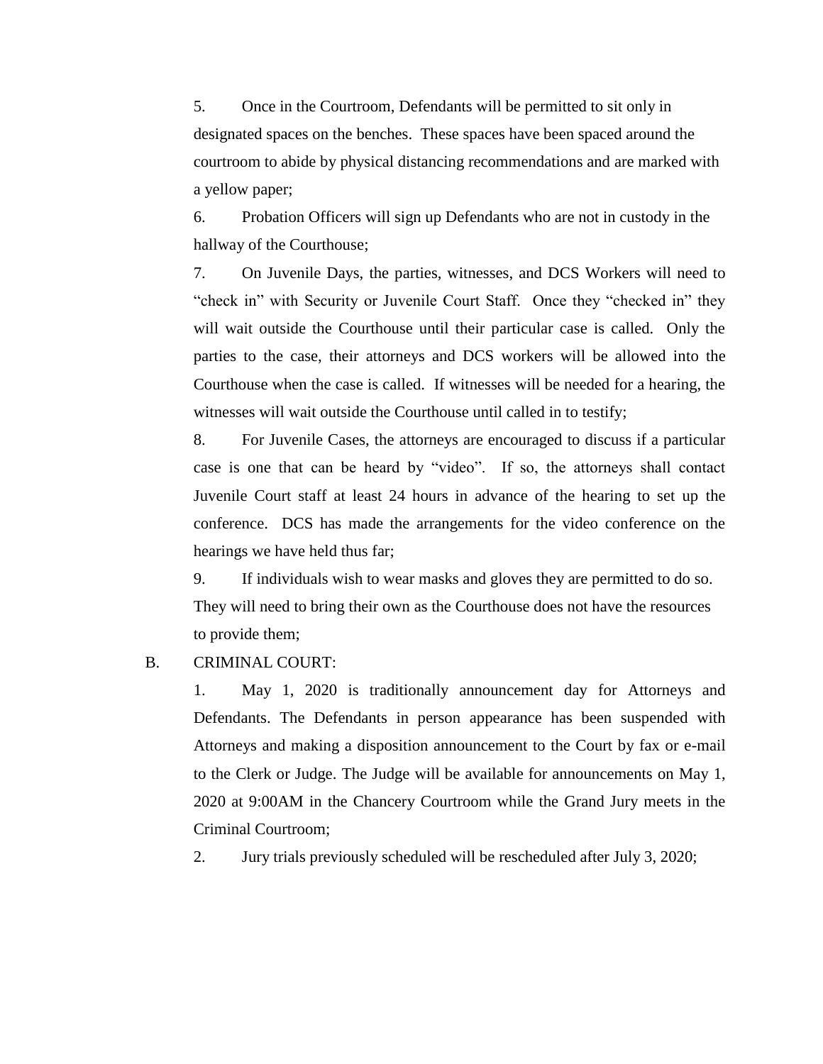5. Once in the Courtroom, Defendants will be permitted to sit only in designated spaces on the benches. These spaces have been spaced around the courtroom to abide by physical distancing recommendations and are marked with a yellow paper;

6. Probation Officers will sign up Defendants who are not in custody in the hallway of the Courthouse;

7. On Juvenile Days, the parties, witnesses, and DCS Workers will need to "check in" with Security or Juvenile Court Staff. Once they "checked in" they will wait outside the Courthouse until their particular case is called. Only the parties to the case, their attorneys and DCS workers will be allowed into the Courthouse when the case is called. If witnesses will be needed for a hearing, the witnesses will wait outside the Courthouse until called in to testify;

8. For Juvenile Cases, the attorneys are encouraged to discuss if a particular case is one that can be heard by "video". If so, the attorneys shall contact Juvenile Court staff at least 24 hours in advance of the hearing to set up the conference. DCS has made the arrangements for the video conference on the hearings we have held thus far;

9. If individuals wish to wear masks and gloves they are permitted to do so. They will need to bring their own as the Courthouse does not have the resources to provide them;

B. CRIMINAL COURT:

1. May 1, 2020 is traditionally announcement day for Attorneys and Defendants. The Defendants in person appearance has been suspended with Attorneys and making a disposition announcement to the Court by fax or e-mail to the Clerk or Judge. The Judge will be available for announcements on May 1, 2020 at 9:00AM in the Chancery Courtroom while the Grand Jury meets in the Criminal Courtroom;

2. Jury trials previously scheduled will be rescheduled after July 3, 2020;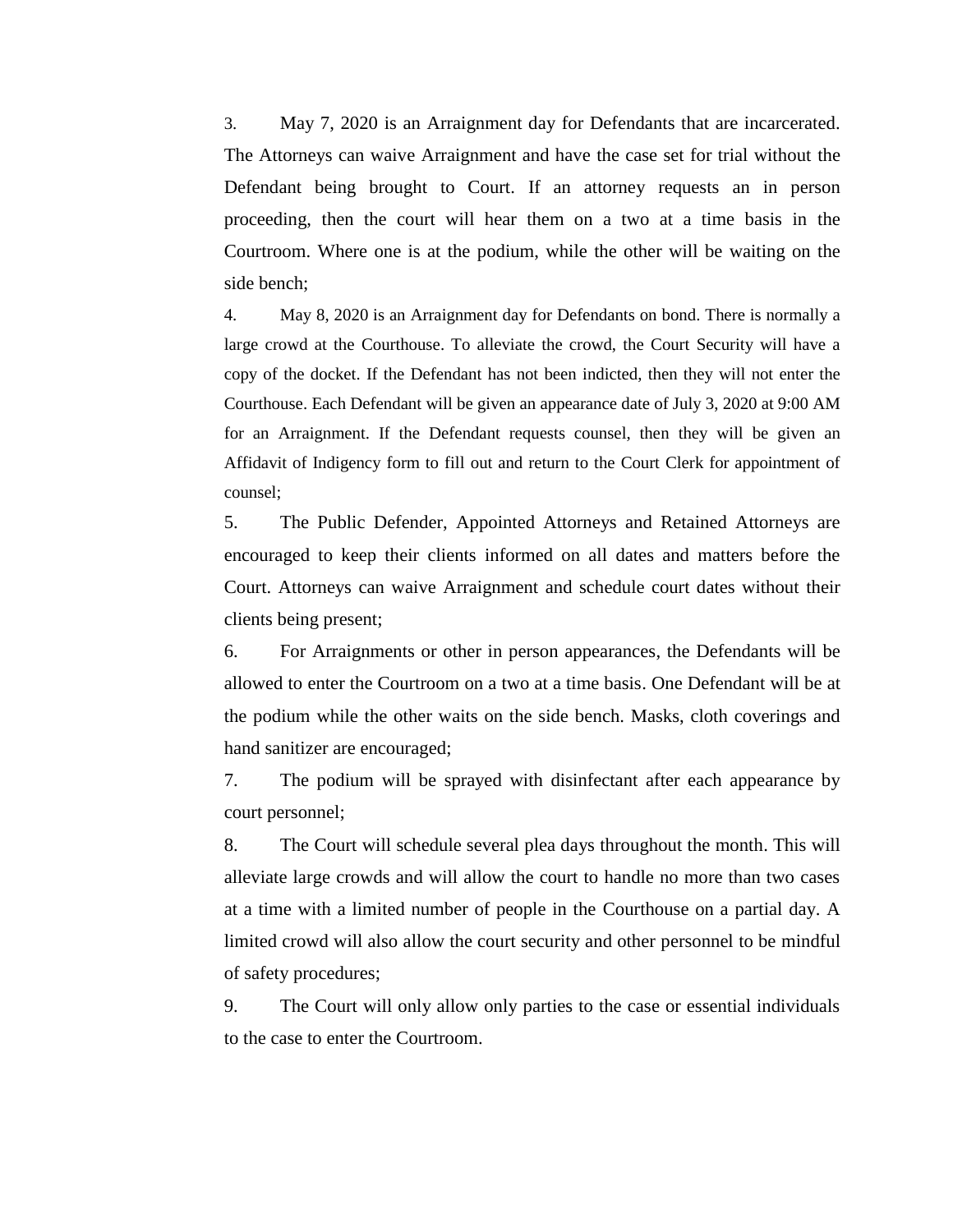3. May 7, 2020 is an Arraignment day for Defendants that are incarcerated. The Attorneys can waive Arraignment and have the case set for trial without the Defendant being brought to Court. If an attorney requests an in person proceeding, then the court will hear them on a two at a time basis in the Courtroom. Where one is at the podium, while the other will be waiting on the side bench;

4. May 8, 2020 is an Arraignment day for Defendants on bond. There is normally a large crowd at the Courthouse. To alleviate the crowd, the Court Security will have a copy of the docket. If the Defendant has not been indicted, then they will not enter the Courthouse. Each Defendant will be given an appearance date of July 3, 2020 at 9:00 AM for an Arraignment. If the Defendant requests counsel, then they will be given an Affidavit of Indigency form to fill out and return to the Court Clerk for appointment of counsel;

5. The Public Defender, Appointed Attorneys and Retained Attorneys are encouraged to keep their clients informed on all dates and matters before the Court. Attorneys can waive Arraignment and schedule court dates without their clients being present;

6. For Arraignments or other in person appearances, the Defendants will be allowed to enter the Courtroom on a two at a time basis. One Defendant will be at the podium while the other waits on the side bench. Masks, cloth coverings and hand sanitizer are encouraged;

7. The podium will be sprayed with disinfectant after each appearance by court personnel;

8. The Court will schedule several plea days throughout the month. This will alleviate large crowds and will allow the court to handle no more than two cases at a time with a limited number of people in the Courthouse on a partial day. A limited crowd will also allow the court security and other personnel to be mindful of safety procedures;

9. The Court will only allow only parties to the case or essential individuals to the case to enter the Courtroom.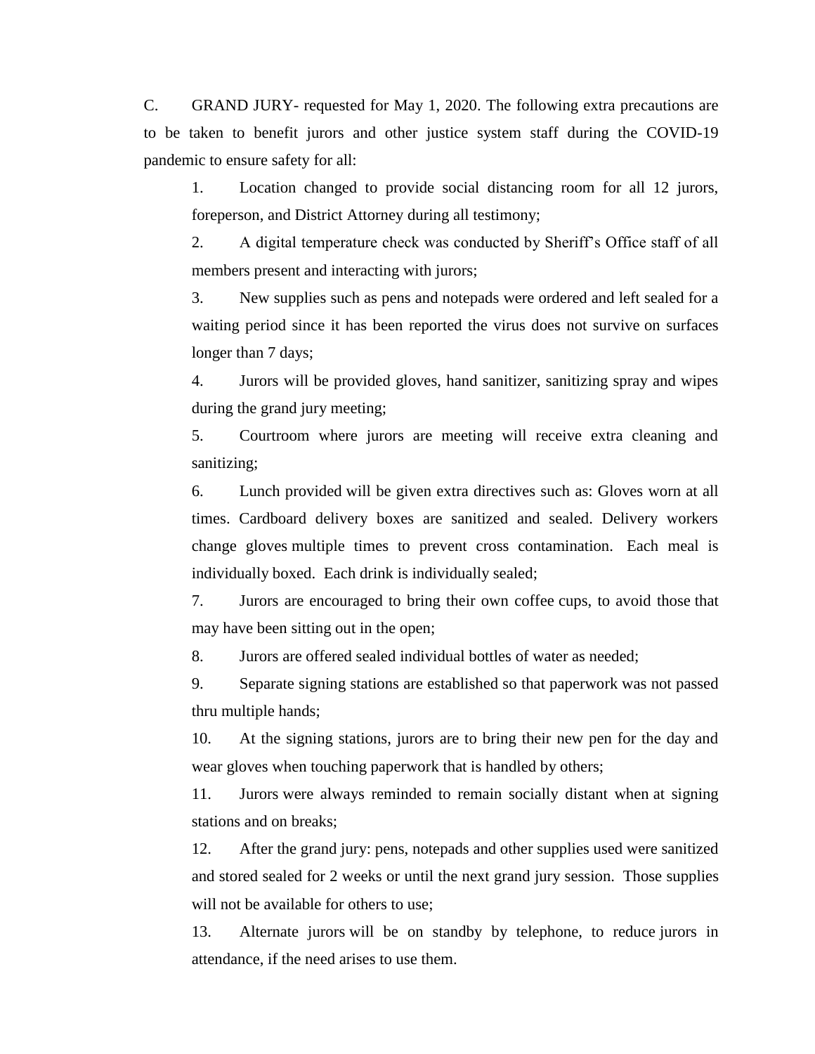C. GRAND JURY- requested for May 1, 2020. The following extra precautions are to be taken to benefit jurors and other justice system staff during the COVID-19 pandemic to ensure safety for all:

1. Location changed to provide social distancing room for all 12 jurors, foreperson, and District Attorney during all testimony;
2. A digital temperature check was conducted by Sheriff's Office staff of all members present and interacting with jurors;
3. New supplies such as pens and notepads were ordered and left sealed for a waiting period since it has been reported the virus does not survive on surfaces longer than 7 days;
4. Jurors will be provided gloves, hand sanitizer, sanitizing spray and wipes during the grand jury meeting;
5. Courtroom where jurors are meeting will receive extra cleaning and sanitizing;
6. Lunch provided will be given extra directives such as: Gloves worn at all times. Cardboard delivery boxes are sanitized and sealed. Delivery workers change gloves multiple times to prevent cross contamination. Each meal is individually boxed. Each drink is individually sealed;
7. Jurors are encouraged to bring their own coffee cups, to avoid those that may have been sitting out in the open;
8. Jurors are offered sealed individual bottles of water as needed;
9. Separate signing stations are established so that paperwork was not passed thru multiple hands;
10. At the signing stations, jurors are to bring their new pen for the day and wear gloves when touching paperwork that is handled by others;
11. Jurors were always reminded to remain socially distant when at signing stations and on breaks;
12. After the grand jury: pens, notepads and other supplies used were sanitized and stored sealed for 2 weeks or until the next grand jury session. Those supplies will not be available for others to use;
13. Alternate jurors will be on standby by telephone, to reduce jurors in attendance, if the need arises to use them.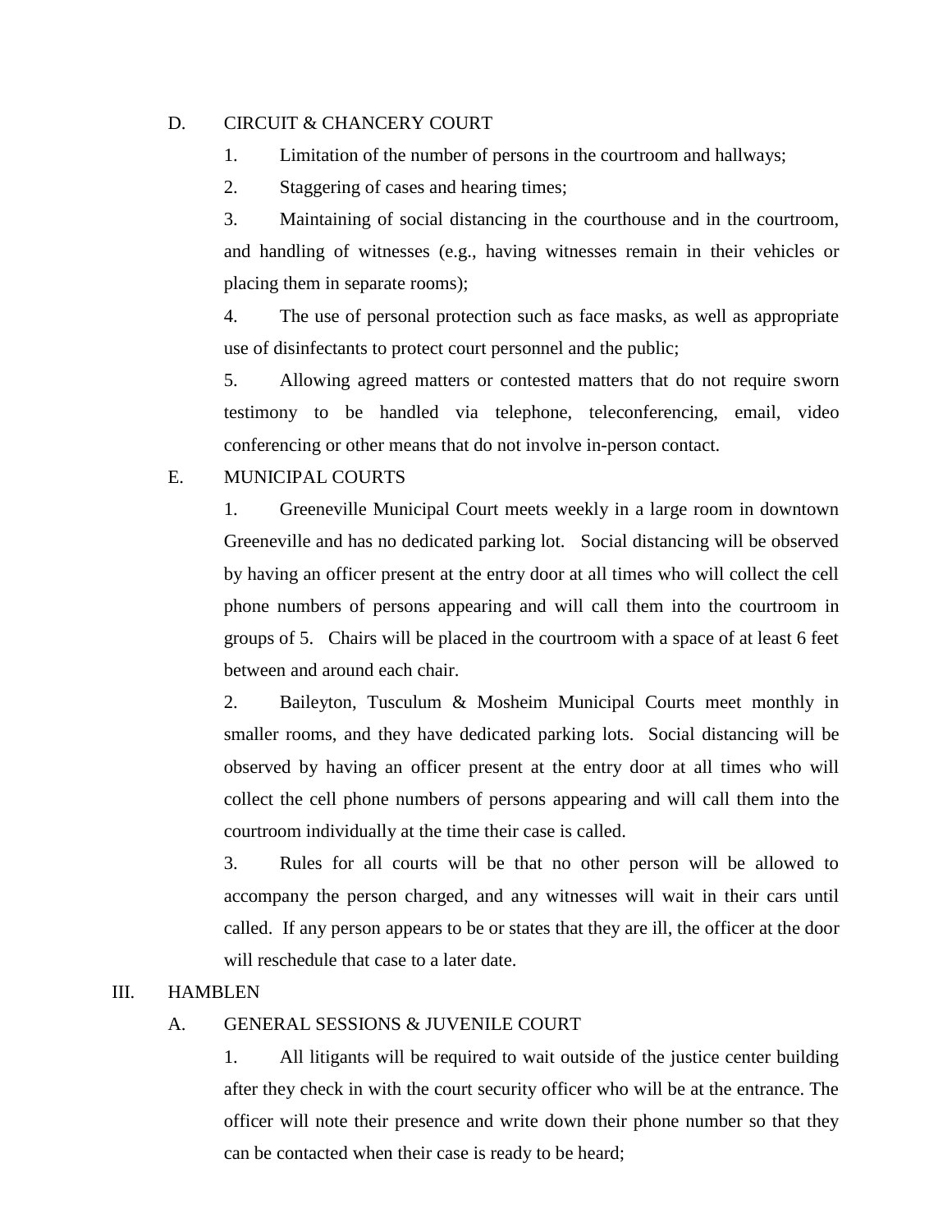D. CIRCUIT & CHANCERY COURT

1. Limitation of the number of persons in the courtroom and hallways;

2. Staggering of cases and hearing times;

3. Maintaining of social distancing in the courthouse and in the courtroom, and handling of witnesses (e.g., having witnesses remain in their vehicles or placing them in separate rooms);

4. The use of personal protection such as face masks, as well as appropriate use of disinfectants to protect court personnel and the public;

5. Allowing agreed matters or contested matters that do not require sworn testimony to be handled via telephone, teleconferencing, email, video conferencing or other means that do not involve in-person contact.

E. MUNICIPAL COURTS

1. Greeneville Municipal Court meets weekly in a large room in downtown Greeneville and has no dedicated parking lot. Social distancing will be observed by having an officer present at the entry door at all times who will collect the cell phone numbers of persons appearing and will call them into the courtroom in groups of 5. Chairs will be placed in the courtroom with a space of at least 6 feet between and around each chair.

2. Baileyton, Tusculum & Mosheim Municipal Courts meet monthly in smaller rooms, and they have dedicated parking lots. Social distancing will be observed by having an officer present at the entry door at all times who will collect the cell phone numbers of persons appearing and will call them into the courtroom individually at the time their case is called.

3. Rules for all courts will be that no other person will be allowed to accompany the person charged, and any witnesses will wait in their cars until called. If any person appears to be or states that they are ill, the officer at the door will reschedule that case to a later date.

III. HAMBLEN

A. GENERAL SESSIONS & JUVENILE COURT

1. All litigants will be required to wait outside of the justice center building after they check in with the court security officer who will be at the entrance. The officer will note their presence and write down their phone number so that they can be contacted when their case is ready to be heard;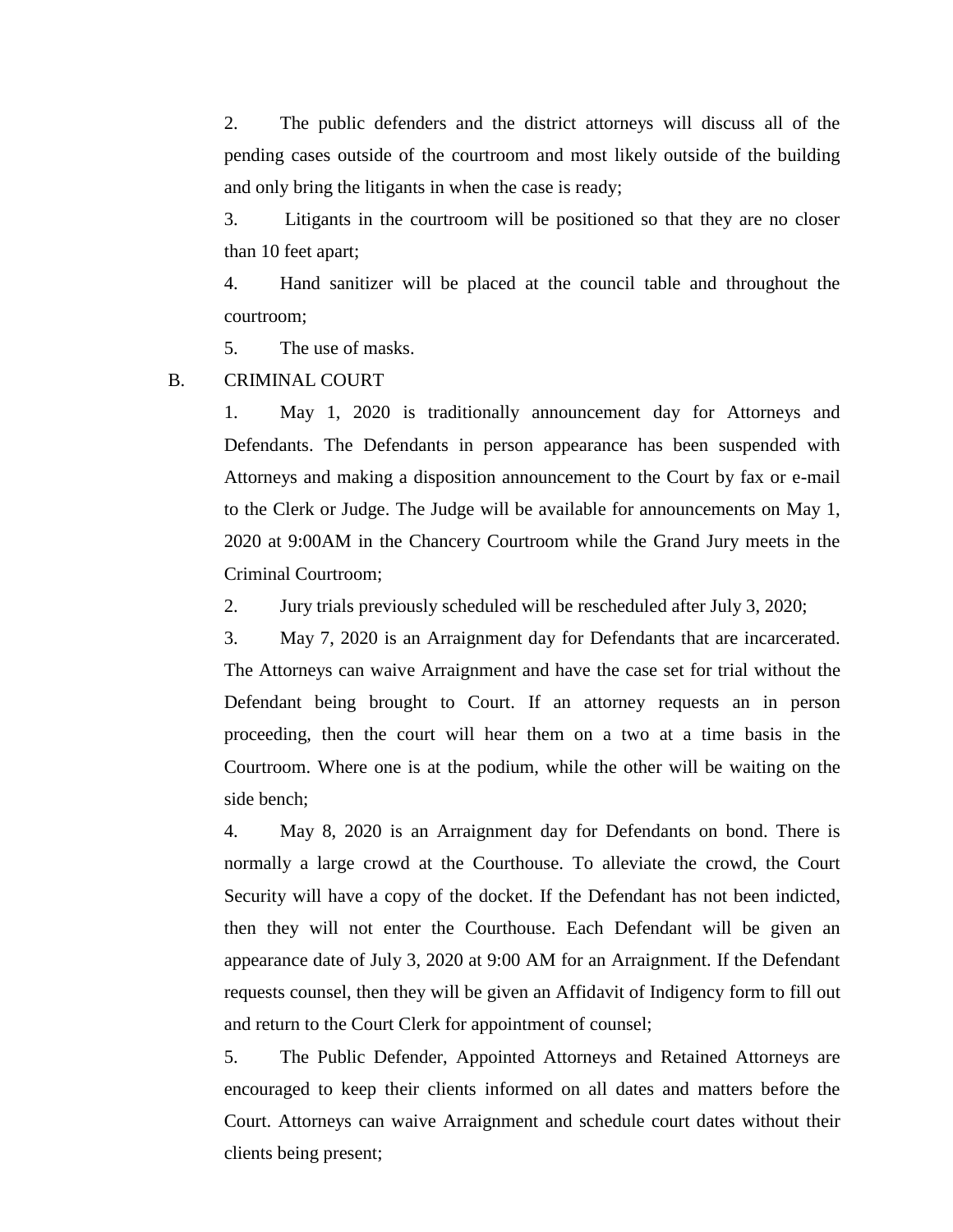2. The public defenders and the district attorneys will discuss all of the pending cases outside of the courtroom and most likely outside of the building and only bring the litigants in when the case is ready;

3. Litigants in the courtroom will be positioned so that they are no closer than 10 feet apart;

4. Hand sanitizer will be placed at the council table and throughout the courtroom;

5. The use of masks.

B. CRIMINAL COURT

1. May 1, 2020 is traditionally announcement day for Attorneys and Defendants. The Defendants in person appearance has been suspended with Attorneys and making a disposition announcement to the Court by fax or e-mail to the Clerk or Judge. The Judge will be available for announcements on May 1, 2020 at 9:00AM in the Chancery Courtroom while the Grand Jury meets in the Criminal Courtroom;

2. Jury trials previously scheduled will be rescheduled after July 3, 2020;

3. May 7, 2020 is an Arraignment day for Defendants that are incarcerated. The Attorneys can waive Arraignment and have the case set for trial without the Defendant being brought to Court. If an attorney requests an in person proceeding, then the court will hear them on a two at a time basis in the Courtroom. Where one is at the podium, while the other will be waiting on the side bench;

4. May 8, 2020 is an Arraignment day for Defendants on bond. There is normally a large crowd at the Courthouse. To alleviate the crowd, the Court Security will have a copy of the docket. If the Defendant has not been indicted, then they will not enter the Courthouse. Each Defendant will be given an appearance date of July 3, 2020 at 9:00 AM for an Arraignment. If the Defendant requests counsel, then they will be given an Affidavit of Indigency form to fill out and return to the Court Clerk for appointment of counsel;

5. The Public Defender, Appointed Attorneys and Retained Attorneys are encouraged to keep their clients informed on all dates and matters before the Court. Attorneys can waive Arraignment and schedule court dates without their clients being present;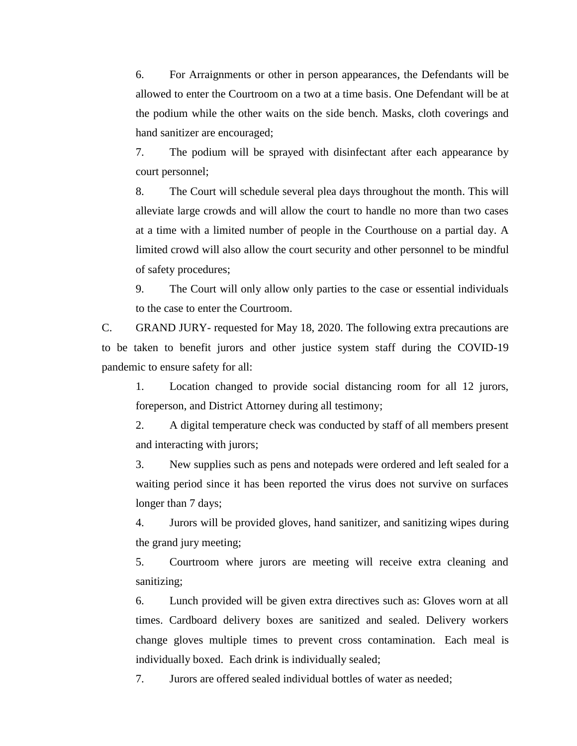6. For Arraignments or other in person appearances, the Defendants will be allowed to enter the Courtroom on a two at a time basis. One Defendant will be at the podium while the other waits on the side bench. Masks, cloth coverings and hand sanitizer are encouraged;

7. The podium will be sprayed with disinfectant after each appearance by court personnel;

8. The Court will schedule several plea days throughout the month. This will alleviate large crowds and will allow the court to handle no more than two cases at a time with a limited number of people in the Courthouse on a partial day. A limited crowd will also allow the court security and other personnel to be mindful of safety procedures;

9. The Court will only allow only parties to the case or essential individuals to the case to enter the Courtroom.

C. GRAND JURY- requested for May 18, 2020. The following extra precautions are to be taken to benefit jurors and other justice system staff during the COVID-19 pandemic to ensure safety for all:

1. Location changed to provide social distancing room for all 12 jurors, foreperson, and District Attorney during all testimony;

2. A digital temperature check was conducted by staff of all members present and interacting with jurors;

3. New supplies such as pens and notepads were ordered and left sealed for a waiting period since it has been reported the virus does not survive on surfaces longer than 7 days;

4. Jurors will be provided gloves, hand sanitizer, and sanitizing wipes during the grand jury meeting;

5. Courtroom where jurors are meeting will receive extra cleaning and sanitizing;

6. Lunch provided will be given extra directives such as: Gloves worn at all times. Cardboard delivery boxes are sanitized and sealed. Delivery workers change gloves multiple times to prevent cross contamination. Each meal is individually boxed. Each drink is individually sealed;

7. Jurors are offered sealed individual bottles of water as needed;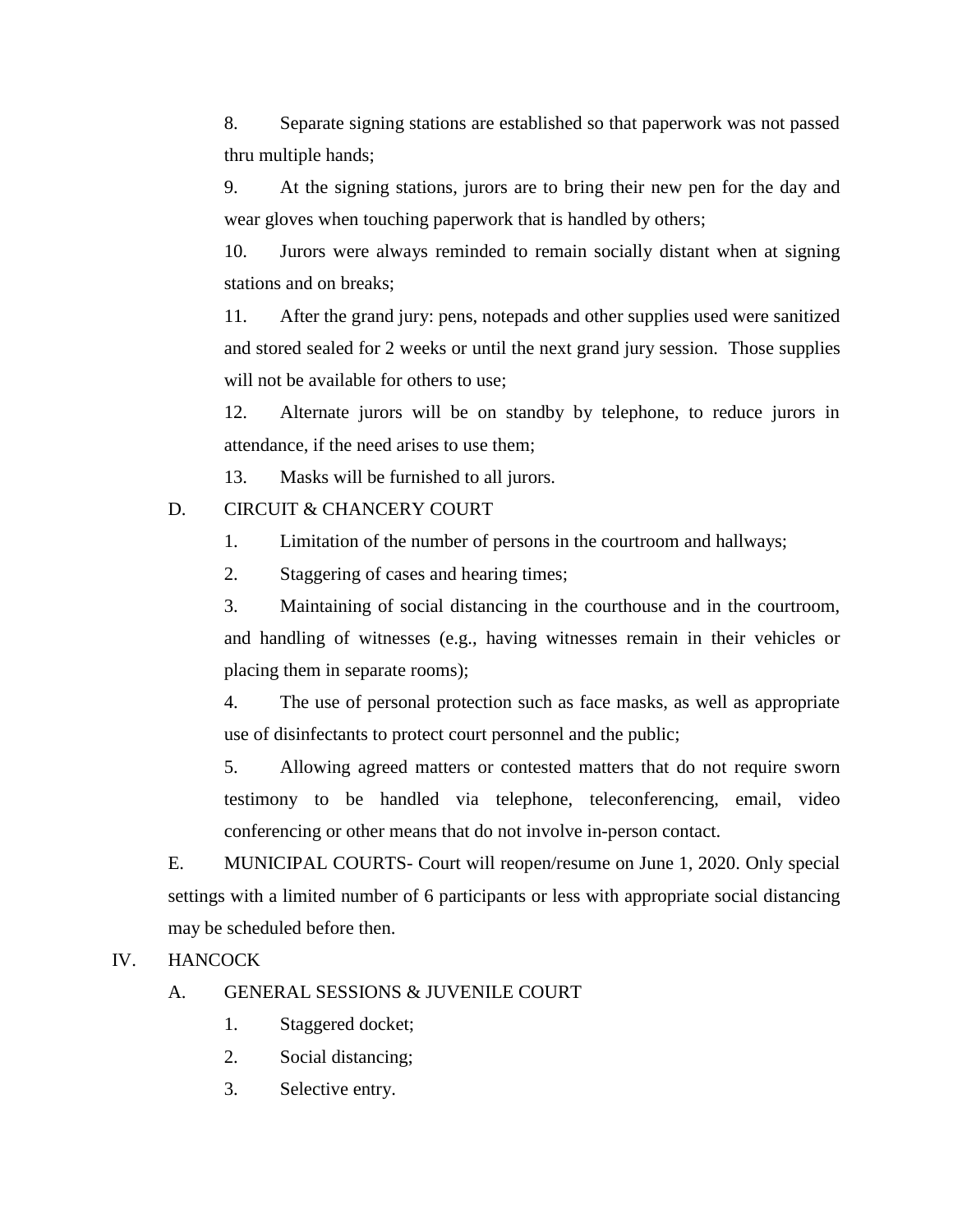8. Separate signing stations are established so that paperwork was not passed thru multiple hands;

9. At the signing stations, jurors are to bring their new pen for the day and wear gloves when touching paperwork that is handled by others;

10. Jurors were always reminded to remain socially distant when at signing stations and on breaks;

11. After the grand jury: pens, notepads and other supplies used were sanitized and stored sealed for 2 weeks or until the next grand jury session. Those supplies will not be available for others to use;

12. Alternate jurors will be on standby by telephone, to reduce jurors in attendance, if the need arises to use them;

13. Masks will be furnished to all jurors.

D. CIRCUIT & CHANCERY COURT

1. Limitation of the number of persons in the courtroom and hallways;

2. Staggering of cases and hearing times;

3. Maintaining of social distancing in the courthouse and in the courtroom, and handling of witnesses (e.g., having witnesses remain in their vehicles or placing them in separate rooms);

4. The use of personal protection such as face masks, as well as appropriate use of disinfectants to protect court personnel and the public;

5. Allowing agreed matters or contested matters that do not require sworn testimony to be handled via telephone, teleconferencing, email, video conferencing or other means that do not involve in-person contact.

E. MUNICIPAL COURTS- Court will reopen/resume on June 1, 2020. Only special settings with a limited number of 6 participants or less with appropriate social distancing may be scheduled before then.

IV. HANCOCK

A. GENERAL SESSIONS & JUVENILE COURT

1. Staggered docket;

2. Social distancing;

3. Selective entry.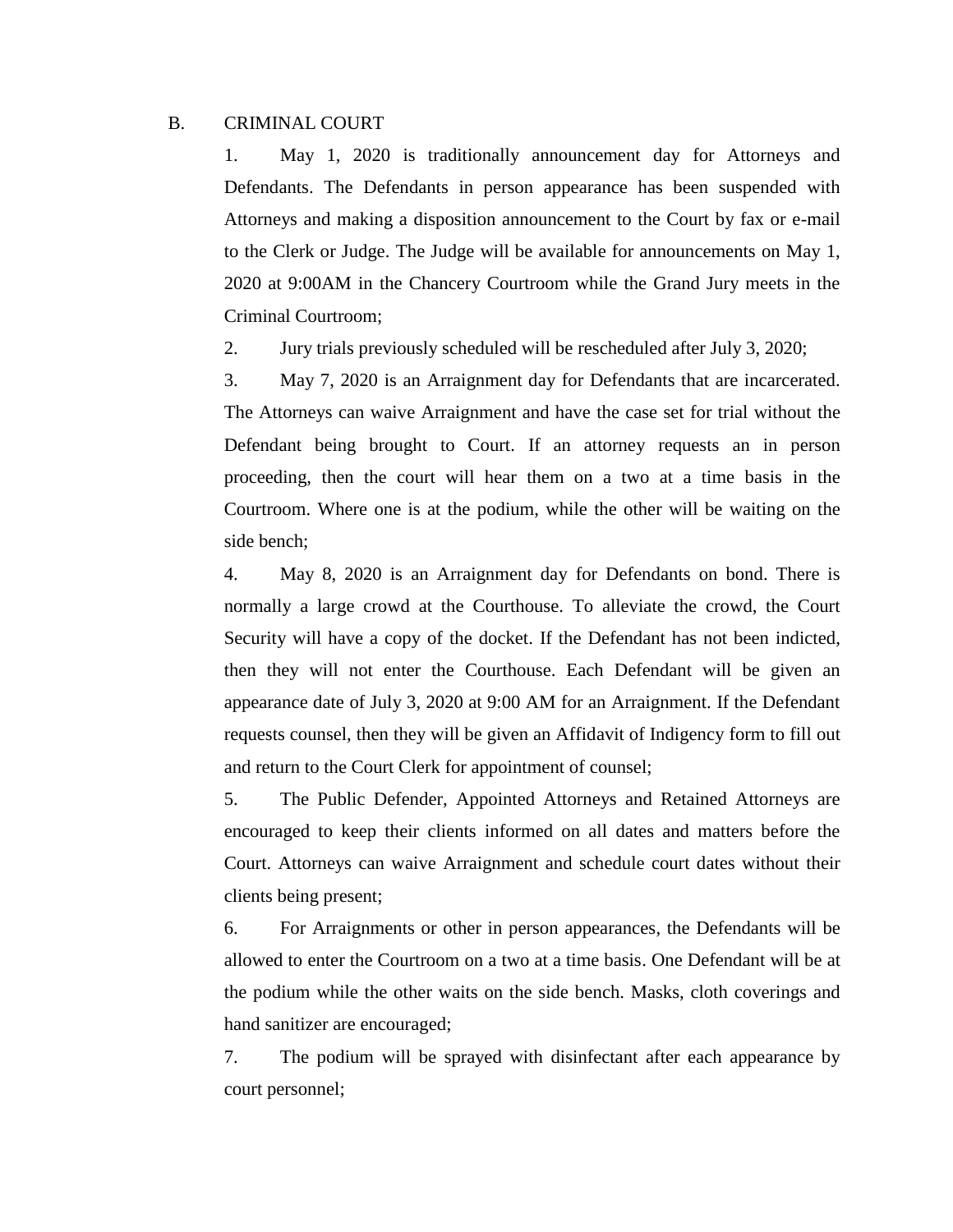B. CRIMINAL COURT

1. May 1, 2020 is traditionally announcement day for Attorneys and Defendants. The Defendants in person appearance has been suspended with Attorneys and making a disposition announcement to the Court by fax or e-mail to the Clerk or Judge. The Judge will be available for announcements on May 1, 2020 at 9:00AM in the Chancery Courtroom while the Grand Jury meets in the Criminal Courtroom;

2. Jury trials previously scheduled will be rescheduled after July 3, 2020;

3. May 7, 2020 is an Arraignment day for Defendants that are incarcerated. The Attorneys can waive Arraignment and have the case set for trial without the Defendant being brought to Court. If an attorney requests an in person proceeding, then the court will hear them on a two at a time basis in the Courtroom. Where one is at the podium, while the other will be waiting on the side bench;

4. May 8, 2020 is an Arraignment day for Defendants on bond. There is normally a large crowd at the Courthouse. To alleviate the crowd, the Court Security will have a copy of the docket. If the Defendant has not been indicted, then they will not enter the Courthouse. Each Defendant will be given an appearance date of July 3, 2020 at 9:00 AM for an Arraignment. If the Defendant requests counsel, then they will be given an Affidavit of Indigency form to fill out and return to the Court Clerk for appointment of counsel;

5. The Public Defender, Appointed Attorneys and Retained Attorneys are encouraged to keep their clients informed on all dates and matters before the Court. Attorneys can waive Arraignment and schedule court dates without their clients being present;

6. For Arraignments or other in person appearances, the Defendants will be allowed to enter the Courtroom on a two at a time basis. One Defendant will be at the podium while the other waits on the side bench. Masks, cloth coverings and hand sanitizer are encouraged;

7. The podium will be sprayed with disinfectant after each appearance by court personnel;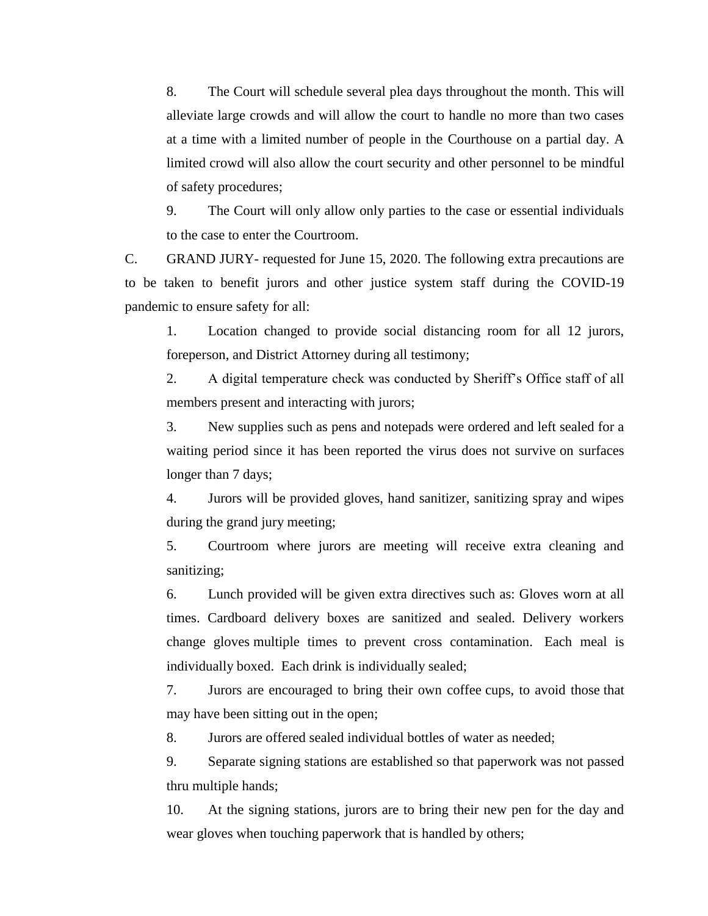8. The Court will schedule several plea days throughout the month. This will alleviate large crowds and will allow the court to handle no more than two cases at a time with a limited number of people in the Courthouse on a partial day. A limited crowd will also allow the court security and other personnel to be mindful of safety procedures;

9. The Court will only allow only parties to the case or essential individuals to the case to enter the Courtroom.

C. GRAND JURY- requested for June 15, 2020. The following extra precautions are to be taken to benefit jurors and other justice system staff during the COVID-19 pandemic to ensure safety for all:

1. Location changed to provide social distancing room for all 12 jurors, foreperson, and District Attorney during all testimony;

2. A digital temperature check was conducted by Sheriff's Office staff of all members present and interacting with jurors;

3. New supplies such as pens and notepads were ordered and left sealed for a waiting period since it has been reported the virus does not survive on surfaces longer than 7 days;

4. Jurors will be provided gloves, hand sanitizer, sanitizing spray and wipes during the grand jury meeting;

5. Courtroom where jurors are meeting will receive extra cleaning and sanitizing;

6. Lunch provided will be given extra directives such as: Gloves worn at all times. Cardboard delivery boxes are sanitized and sealed. Delivery workers change gloves multiple times to prevent cross contamination. Each meal is individually boxed. Each drink is individually sealed;

7. Jurors are encouraged to bring their own coffee cups, to avoid those that may have been sitting out in the open;

8. Jurors are offered sealed individual bottles of water as needed;

9. Separate signing stations are established so that paperwork was not passed thru multiple hands;

10. At the signing stations, jurors are to bring their new pen for the day and wear gloves when touching paperwork that is handled by others;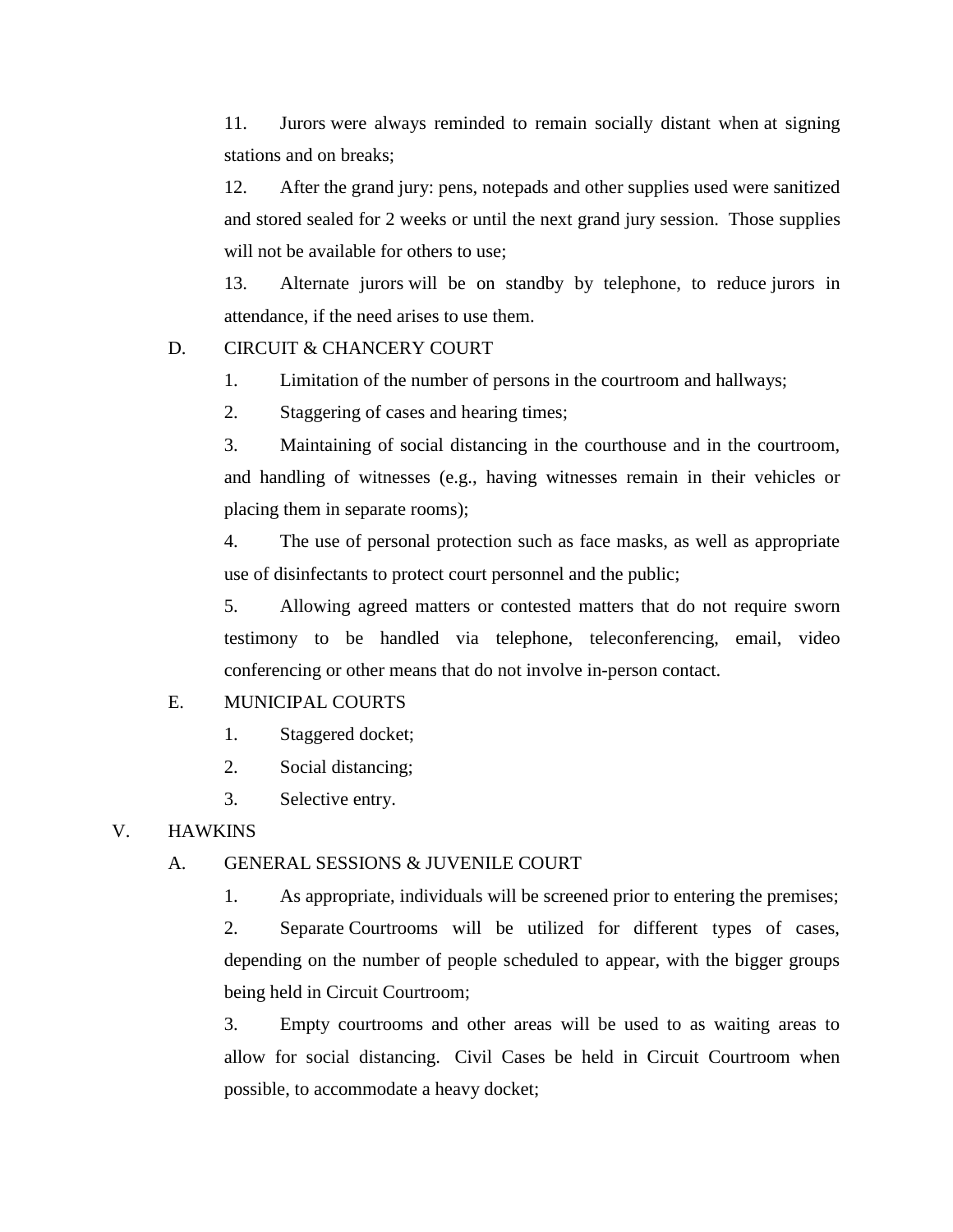11. Jurors were always reminded to remain socially distant when at signing stations and on breaks;

12. After the grand jury: pens, notepads and other supplies used were sanitized and stored sealed for 2 weeks or until the next grand jury session. Those supplies will not be available for others to use;

13. Alternate jurors will be on standby by telephone, to reduce jurors in attendance, if the need arises to use them.

D. CIRCUIT & CHANCERY COURT

1. Limitation of the number of persons in the courtroom and hallways;

2. Staggering of cases and hearing times;

3. Maintaining of social distancing in the courthouse and in the courtroom, and handling of witnesses (e.g., having witnesses remain in their vehicles or placing them in separate rooms);

4. The use of personal protection such as face masks, as well as appropriate use of disinfectants to protect court personnel and the public;

5. Allowing agreed matters or contested matters that do not require sworn testimony to be handled via telephone, teleconferencing, email, video conferencing or other means that do not involve in-person contact.

E. MUNICIPAL COURTS

1. Staggered docket;

2. Social distancing;

3. Selective entry.

V. HAWKINS

A. GENERAL SESSIONS & JUVENILE COURT

1. As appropriate, individuals will be screened prior to entering the premises;

2. Separate Courtrooms will be utilized for different types of cases, depending on the number of people scheduled to appear, with the bigger groups being held in Circuit Courtroom;

3. Empty courtrooms and other areas will be used to as waiting areas to allow for social distancing. Civil Cases be held in Circuit Courtroom when possible, to accommodate a heavy docket;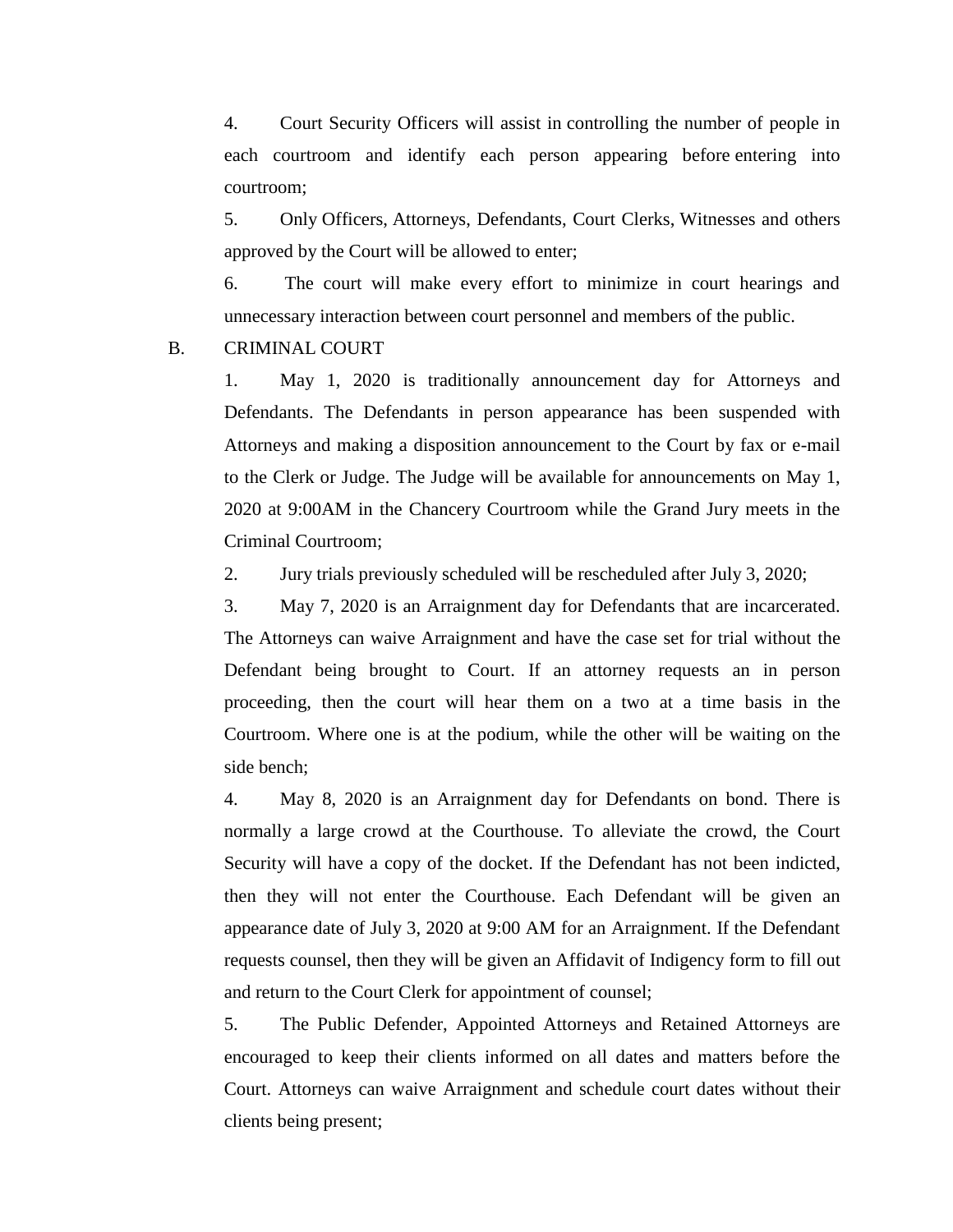4. Court Security Officers will assist in controlling the number of people in each courtroom and identify each person appearing before entering into courtroom;

5. Only Officers, Attorneys, Defendants, Court Clerks, Witnesses and others approved by the Court will be allowed to enter;

6. The court will make every effort to minimize in court hearings and unnecessary interaction between court personnel and members of the public.

B. CRIMINAL COURT

1. May 1, 2020 is traditionally announcement day for Attorneys and Defendants. The Defendants in person appearance has been suspended with Attorneys and making a disposition announcement to the Court by fax or e-mail to the Clerk or Judge. The Judge will be available for announcements on May 1, 2020 at 9:00AM in the Chancery Courtroom while the Grand Jury meets in the Criminal Courtroom;

2. Jury trials previously scheduled will be rescheduled after July 3, 2020;

3. May 7, 2020 is an Arraignment day for Defendants that are incarcerated. The Attorneys can waive Arraignment and have the case set for trial without the Defendant being brought to Court. If an attorney requests an in person proceeding, then the court will hear them on a two at a time basis in the Courtroom. Where one is at the podium, while the other will be waiting on the side bench;

4. May 8, 2020 is an Arraignment day for Defendants on bond. There is normally a large crowd at the Courthouse. To alleviate the crowd, the Court Security will have a copy of the docket. If the Defendant has not been indicted, then they will not enter the Courthouse. Each Defendant will be given an appearance date of July 3, 2020 at 9:00 AM for an Arraignment. If the Defendant requests counsel, then they will be given an Affidavit of Indigency form to fill out and return to the Court Clerk for appointment of counsel;

5. The Public Defender, Appointed Attorneys and Retained Attorneys are encouraged to keep their clients informed on all dates and matters before the Court. Attorneys can waive Arraignment and schedule court dates without their clients being present;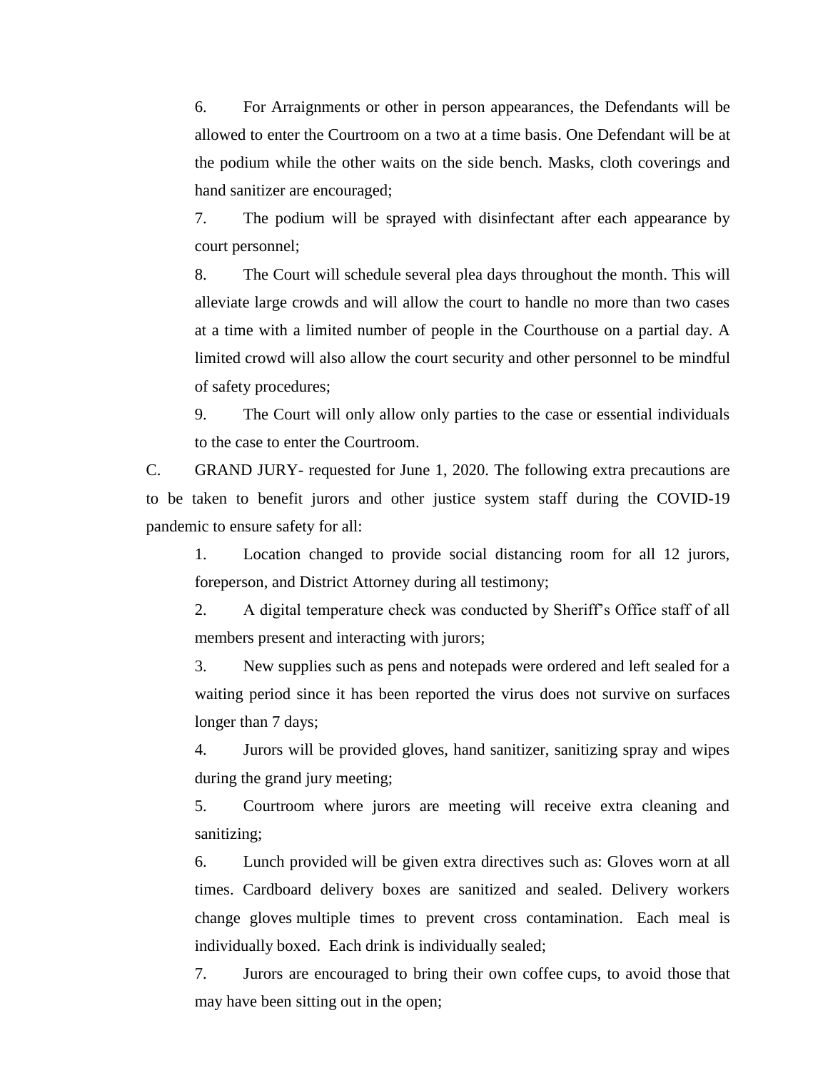6. For Arraignments or other in person appearances, the Defendants will be allowed to enter the Courtroom on a two at a time basis. One Defendant will be at the podium while the other waits on the side bench. Masks, cloth coverings and hand sanitizer are encouraged;

7. The podium will be sprayed with disinfectant after each appearance by court personnel;

8. The Court will schedule several plea days throughout the month. This will alleviate large crowds and will allow the court to handle no more than two cases at a time with a limited number of people in the Courthouse on a partial day. A limited crowd will also allow the court security and other personnel to be mindful of safety procedures;

9. The Court will only allow only parties to the case or essential individuals to the case to enter the Courtroom.

C. GRAND JURY- requested for June 1, 2020. The following extra precautions are to be taken to benefit jurors and other justice system staff during the COVID-19 pandemic to ensure safety for all:

1. Location changed to provide social distancing room for all 12 jurors, foreperson, and District Attorney during all testimony;

2. A digital temperature check was conducted by Sheriff's Office staff of all members present and interacting with jurors;

3. New supplies such as pens and notepads were ordered and left sealed for a waiting period since it has been reported the virus does not survive on surfaces longer than 7 days;

4. Jurors will be provided gloves, hand sanitizer, sanitizing spray and wipes during the grand jury meeting;

5. Courtroom where jurors are meeting will receive extra cleaning and sanitizing;

6. Lunch provided will be given extra directives such as: Gloves worn at all times. Cardboard delivery boxes are sanitized and sealed. Delivery workers change gloves multiple times to prevent cross contamination. Each meal is individually boxed. Each drink is individually sealed;

7. Jurors are encouraged to bring their own coffee cups, to avoid those that may have been sitting out in the open;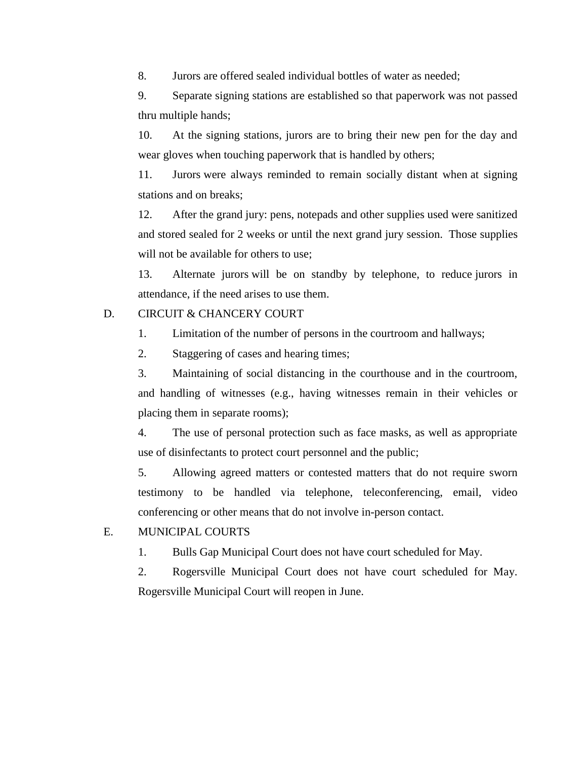8. Jurors are offered sealed individual bottles of water as needed;

9. Separate signing stations are established so that paperwork was not passed thru multiple hands;

10. At the signing stations, jurors are to bring their new pen for the day and wear gloves when touching paperwork that is handled by others;

11. Jurors were always reminded to remain socially distant when at signing stations and on breaks;

12. After the grand jury: pens, notepads and other supplies used were sanitized and stored sealed for 2 weeks or until the next grand jury session. Those supplies will not be available for others to use;

13. Alternate jurors will be on standby by telephone, to reduce jurors in attendance, if the need arises to use them.

D. CIRCUIT & CHANCERY COURT

1. Limitation of the number of persons in the courtroom and hallways;

2. Staggering of cases and hearing times;

3. Maintaining of social distancing in the courthouse and in the courtroom, and handling of witnesses (e.g., having witnesses remain in their vehicles or placing them in separate rooms);

4. The use of personal protection such as face masks, as well as appropriate use of disinfectants to protect court personnel and the public;

5. Allowing agreed matters or contested matters that do not require sworn testimony to be handled via telephone, teleconferencing, email, video conferencing or other means that do not involve in-person contact.

E. MUNICIPAL COURTS

1. Bulls Gap Municipal Court does not have court scheduled for May.

2. Rogersville Municipal Court does not have court scheduled for May. Rogersville Municipal Court will reopen in June.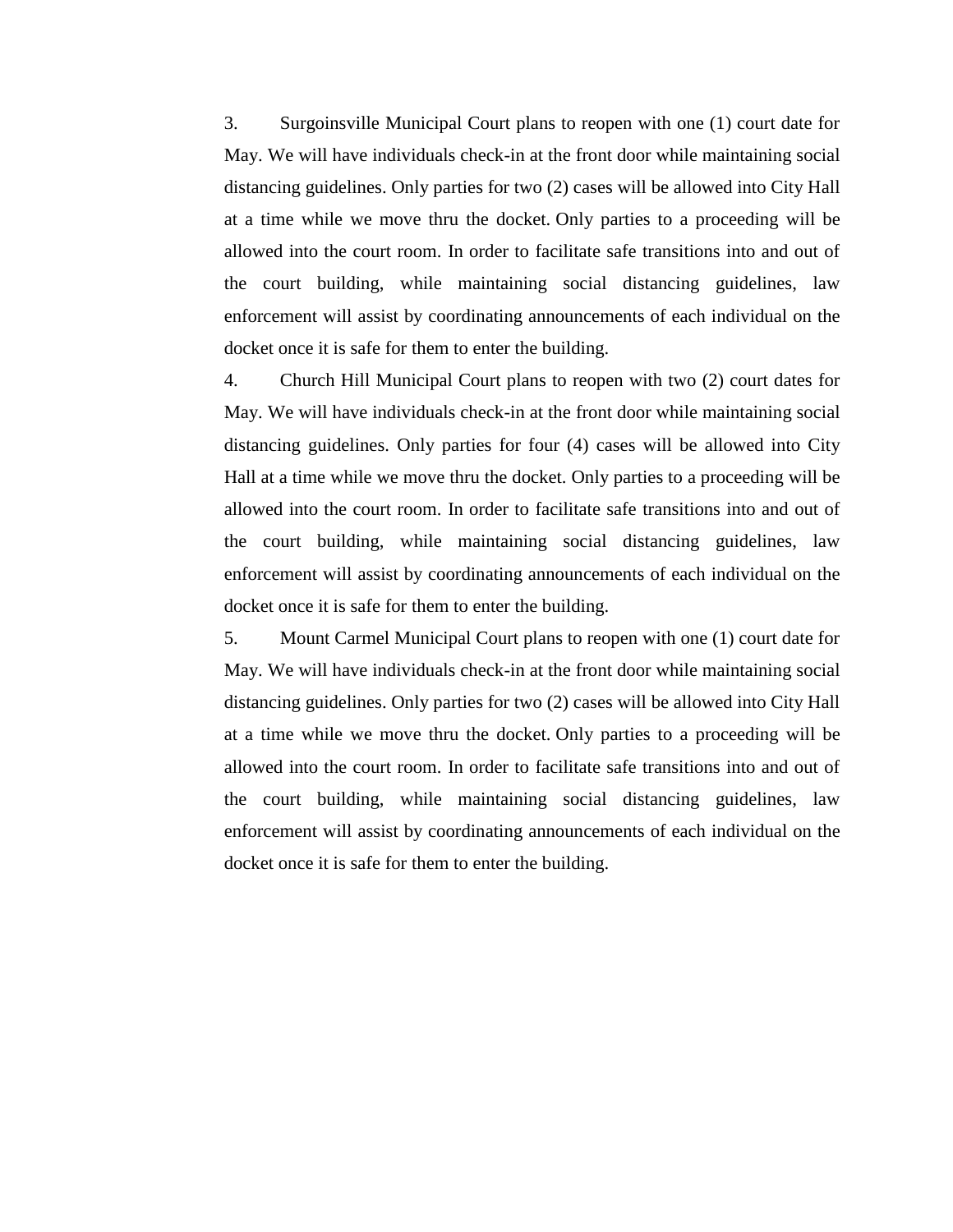3. Surgoinsville Municipal Court plans to reopen with one (1) court date for May. We will have individuals check-in at the front door while maintaining social distancing guidelines. Only parties for two (2) cases will be allowed into City Hall at a time while we move thru the docket. Only parties to a proceeding will be allowed into the court room. In order to facilitate safe transitions into and out of the court building, while maintaining social distancing guidelines, law enforcement will assist by coordinating announcements of each individual on the docket once it is safe for them to enter the building.

4. Church Hill Municipal Court plans to reopen with two (2) court dates for May. We will have individuals check-in at the front door while maintaining social distancing guidelines. Only parties for four (4) cases will be allowed into City Hall at a time while we move thru the docket. Only parties to a proceeding will be allowed into the court room. In order to facilitate safe transitions into and out of the court building, while maintaining social distancing guidelines, law enforcement will assist by coordinating announcements of each individual on the docket once it is safe for them to enter the building.

5. Mount Carmel Municipal Court plans to reopen with one (1) court date for May. We will have individuals check-in at the front door while maintaining social distancing guidelines. Only parties for two (2) cases will be allowed into City Hall at a time while we move thru the docket. Only parties to a proceeding will be allowed into the court room. In order to facilitate safe transitions into and out of the court building, while maintaining social distancing guidelines, law enforcement will assist by coordinating announcements of each individual on the docket once it is safe for them to enter the building.